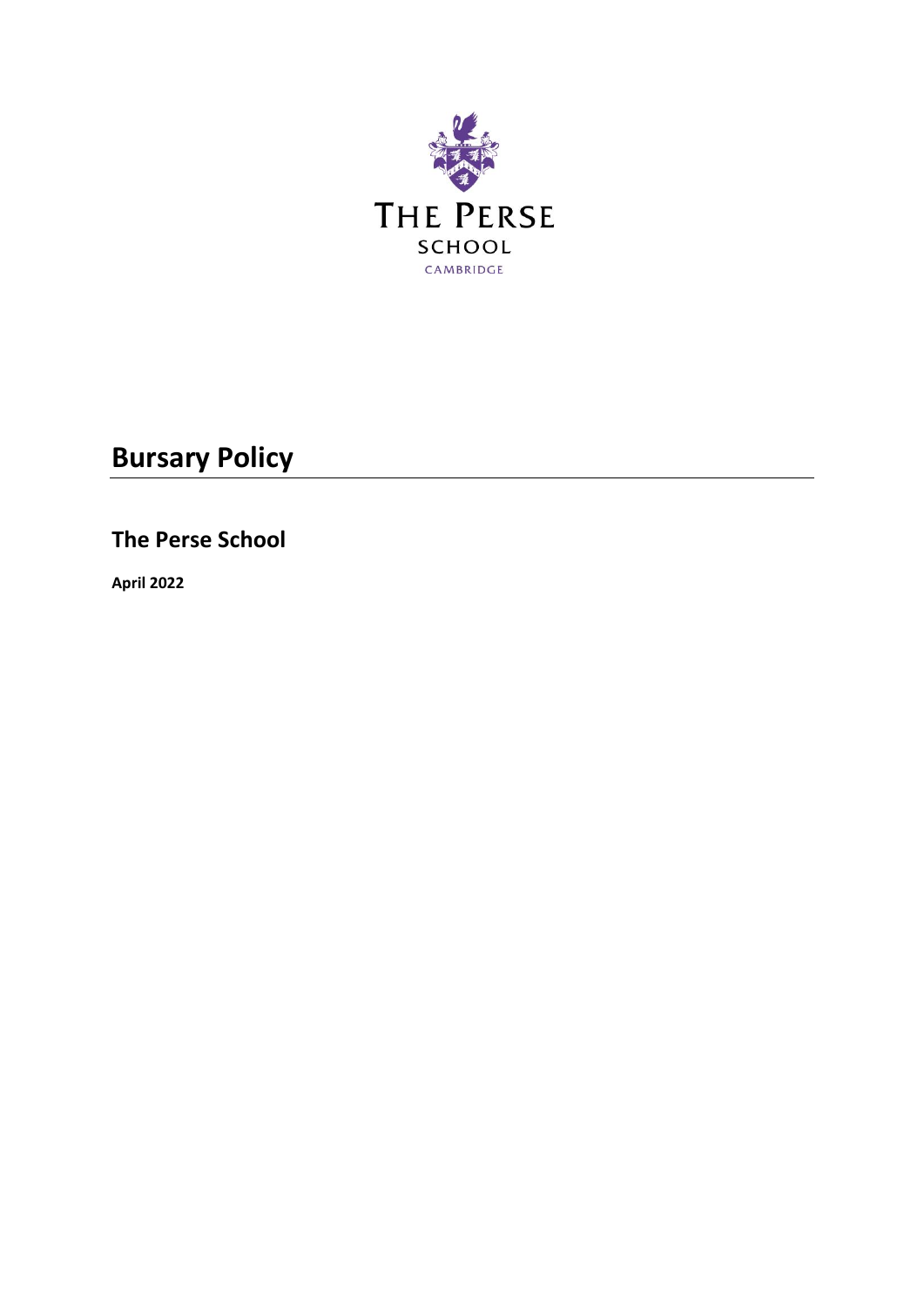THE PERSE

SCHOOL

CAMBRIDGE

# Bursary Policy

## The Perse School

**April 2022**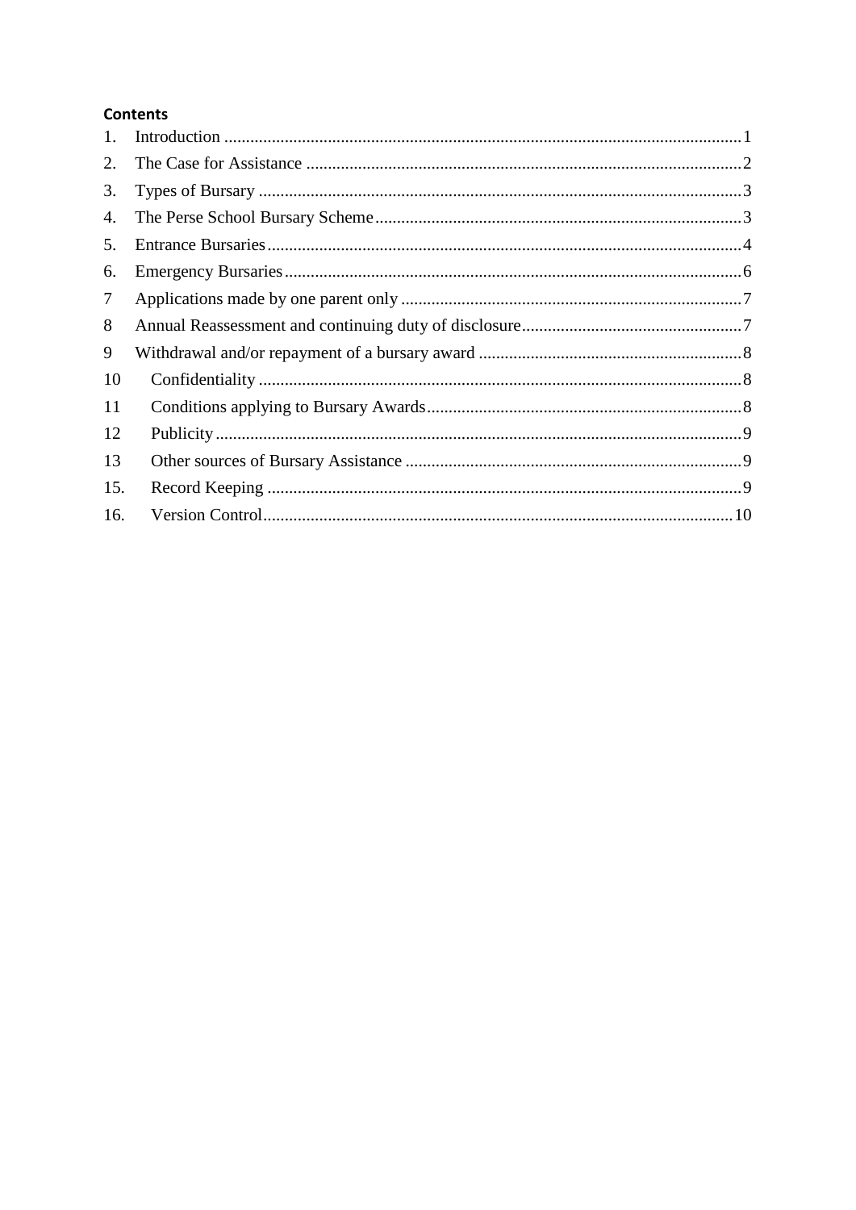**Contents**

1. Introduction ........................................................................................................................1
2. The Case for Assistance ......................................................................................................2
3. Types of Bursary ................................................................................................................3
4. The Perse School Bursary Scheme .....................................................................................3
5. Entrance Bursaries ..............................................................................................................4
6. Emergency Bursaries ..........................................................................................................6
7 Applications made by one parent only ...............................................................................7
8 Annual Reassessment and continuing duty of disclosure ...................................................7
9 Withdrawal and/or repayment of a bursary award .............................................................8
10 Confidentiality ................................................................................................................8
11 Conditions applying to Bursary Awards .........................................................................8
12 Publicity ..........................................................................................................................9
13 Other sources of Bursary Assistance ..............................................................................9
15. Record Keeping .............................................................................................................9
16. Version Control .............................................................................................................10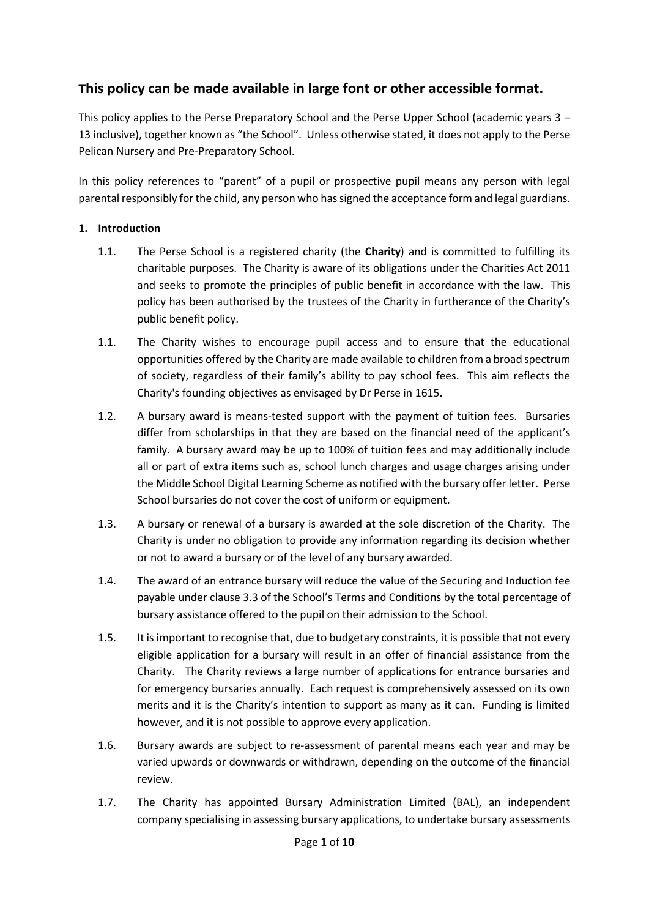## This policy can be made available in large font or other accessible format.

This policy applies to the Perse Preparatory School and the Perse Upper School (academic years 3 – 13 inclusive), together known as "the School". Unless otherwise stated, it does not apply to the Perse Pelican Nursery and Pre-Preparatory School.

In this policy references to "parent" of a pupil or prospective pupil means any person with legal parental responsibly for the child, any person who has signed the acceptance form and legal guardians.

**1. Introduction**

1.1. The Perse School is a registered charity (the **Charity**) and is committed to fulfilling its charitable purposes. The Charity is aware of its obligations under the Charities Act 2011 and seeks to promote the principles of public benefit in accordance with the law. This policy has been authorised by the trustees of the Charity in furtherance of the Charity's public benefit policy.

1.1. The Charity wishes to encourage pupil access and to ensure that the educational opportunities offered by the Charity are made available to children from a broad spectrum of society, regardless of their family's ability to pay school fees. This aim reflects the Charity's founding objectives as envisaged by Dr Perse in 1615.

1.2. A bursary award is means-tested support with the payment of tuition fees. Bursaries differ from scholarships in that they are based on the financial need of the applicant's family. A bursary award may be up to 100% of tuition fees and may additionally include all or part of extra items such as, school lunch charges and usage charges arising under the Middle School Digital Learning Scheme as notified with the bursary offer letter. Perse School bursaries do not cover the cost of uniform or equipment.

1.3. A bursary or renewal of a bursary is awarded at the sole discretion of the Charity. The Charity is under no obligation to provide any information regarding its decision whether or not to award a bursary or of the level of any bursary awarded.

1.4. The award of an entrance bursary will reduce the value of the Securing and Induction fee payable under clause 3.3 of the School's Terms and Conditions by the total percentage of bursary assistance offered to the pupil on their admission to the School.

1.5. It is important to recognise that, due to budgetary constraints, it is possible that not every eligible application for a bursary will result in an offer of financial assistance from the Charity. The Charity reviews a large number of applications for entrance bursaries and for emergency bursaries annually. Each request is comprehensively assessed on its own merits and it is the Charity's intention to support as many as it can. Funding is limited however, and it is not possible to approve every application.

1.6. Bursary awards are subject to re-assessment of parental means each year and may be varied upwards or downwards or withdrawn, depending on the outcome of the financial review.

1.7. The Charity has appointed Bursary Administration Limited (BAL), an independent company specialising in assessing bursary applications, to undertake bursary assessments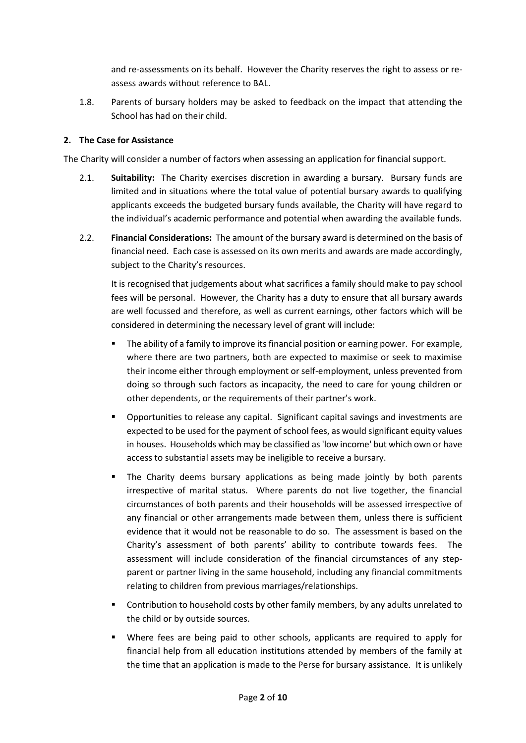and re-assessments on its behalf. However the Charity reserves the right to assess or re-assess awards without reference to BAL.

1.8. Parents of bursary holders may be asked to feedback on the impact that attending the School has had on their child.

## 2. The Case for Assistance

The Charity will consider a number of factors when assessing an application for financial support.

2.1. **Suitability:** The Charity exercises discretion in awarding a bursary. Bursary funds are limited and in situations where the total value of potential bursary awards to qualifying applicants exceeds the budgeted bursary funds available, the Charity will have regard to the individual's academic performance and potential when awarding the available funds.

2.2. **Financial Considerations:** The amount of the bursary award is determined on the basis of financial need. Each case is assessed on its own merits and awards are made accordingly, subject to the Charity's resources.

It is recognised that judgements about what sacrifices a family should make to pay school fees will be personal. However, the Charity has a duty to ensure that all bursary awards are well focussed and therefore, as well as current earnings, other factors which will be considered in determining the necessary level of grant will include:

- The ability of a family to improve its financial position or earning power. For example, where there are two partners, both are expected to maximise or seek to maximise their income either through employment or self-employment, unless prevented from doing so through such factors as incapacity, the need to care for young children or other dependents, or the requirements of their partner's work.
- Opportunities to release any capital. Significant capital savings and investments are expected to be used for the payment of school fees, as would significant equity values in houses. Households which may be classified as 'low income' but which own or have access to substantial assets may be ineligible to receive a bursary.
- The Charity deems bursary applications as being made jointly by both parents irrespective of marital status. Where parents do not live together, the financial circumstances of both parents and their households will be assessed irrespective of any financial or other arrangements made between them, unless there is sufficient evidence that it would not be reasonable to do so. The assessment is based on the Charity's assessment of both parents' ability to contribute towards fees. The assessment will include consideration of the financial circumstances of any step-parent or partner living in the same household, including any financial commitments relating to children from previous marriages/relationships.
- Contribution to household costs by other family members, by any adults unrelated to the child or by outside sources.
- Where fees are being paid to other schools, applicants are required to apply for financial help from all education institutions attended by members of the family at the time that an application is made to the Perse for bursary assistance. It is unlikely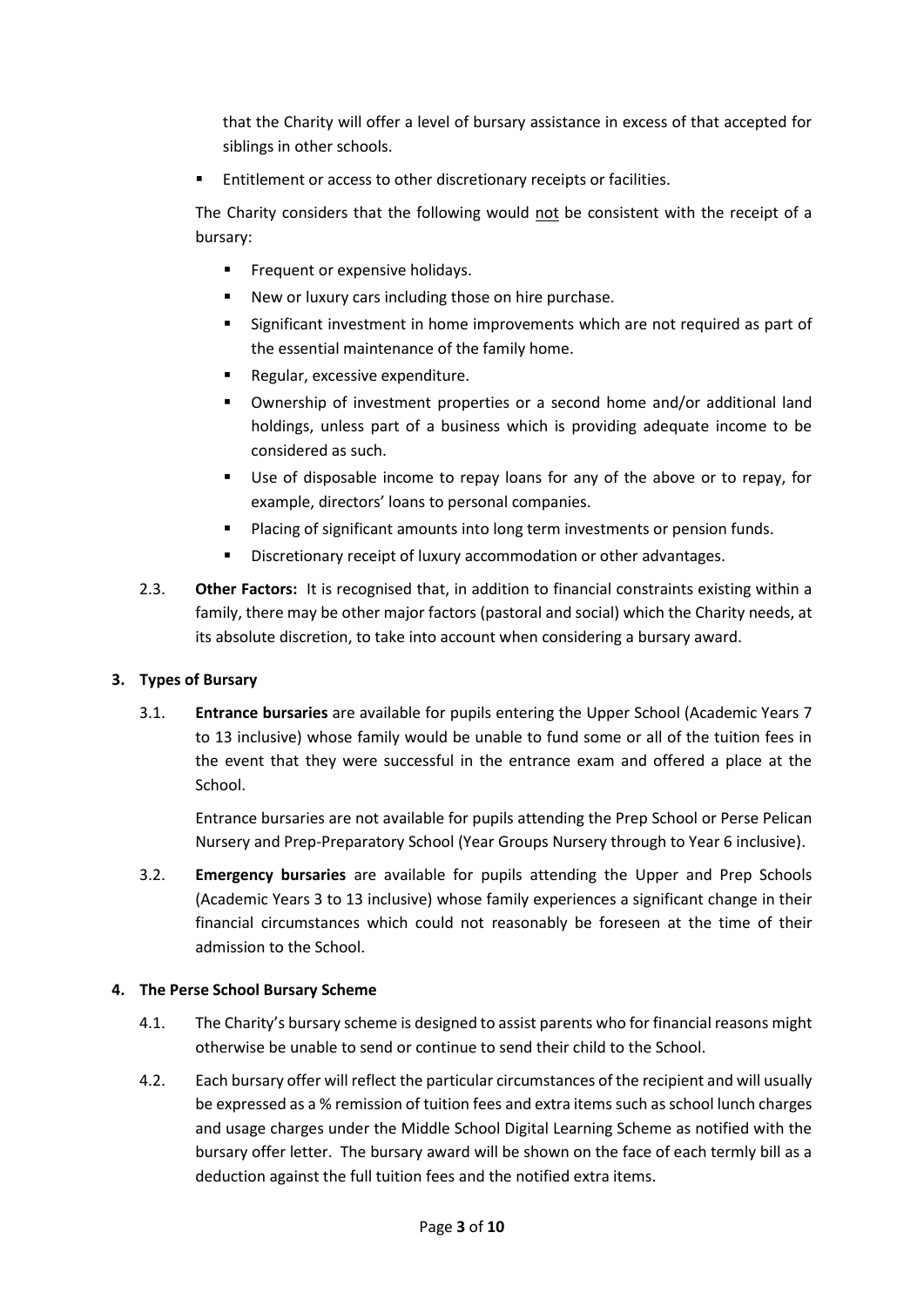that the Charity will offer a level of bursary assistance in excess of that accepted for siblings in other schools.

- Entitlement or access to other discretionary receipts or facilities.

The Charity considers that the following would not be consistent with the receipt of a bursary:

- Frequent or expensive holidays.
- New or luxury cars including those on hire purchase.
- Significant investment in home improvements which are not required as part of the essential maintenance of the family home.
- Regular, excessive expenditure.
- Ownership of investment properties or a second home and/or additional land holdings, unless part of a business which is providing adequate income to be considered as such.
- Use of disposable income to repay loans for any of the above or to repay, for example, directors' loans to personal companies.
- Placing of significant amounts into long term investments or pension funds.
- Discretionary receipt of luxury accommodation or other advantages.

2.3. **Other Factors:** It is recognised that, in addition to financial constraints existing within a family, there may be other major factors (pastoral and social) which the Charity needs, at its absolute discretion, to take into account when considering a bursary award.

## 3. Types of Bursary

3.1. **Entrance bursaries** are available for pupils entering the Upper School (Academic Years 7 to 13 inclusive) whose family would be unable to fund some or all of the tuition fees in the event that they were successful in the entrance exam and offered a place at the School.

Entrance bursaries are not available for pupils attending the Prep School or Perse Pelican Nursery and Prep-Preparatory School (Year Groups Nursery through to Year 6 inclusive).

3.2. **Emergency bursaries** are available for pupils attending the Upper and Prep Schools (Academic Years 3 to 13 inclusive) whose family experiences a significant change in their financial circumstances which could not reasonably be foreseen at the time of their admission to the School.

## 4. The Perse School Bursary Scheme

4.1. The Charity's bursary scheme is designed to assist parents who for financial reasons might otherwise be unable to send or continue to send their child to the School.

4.2. Each bursary offer will reflect the particular circumstances of the recipient and will usually be expressed as a % remission of tuition fees and extra items such as school lunch charges and usage charges under the Middle School Digital Learning Scheme as notified with the bursary offer letter. The bursary award will be shown on the face of each termly bill as a deduction against the full tuition fees and the notified extra items.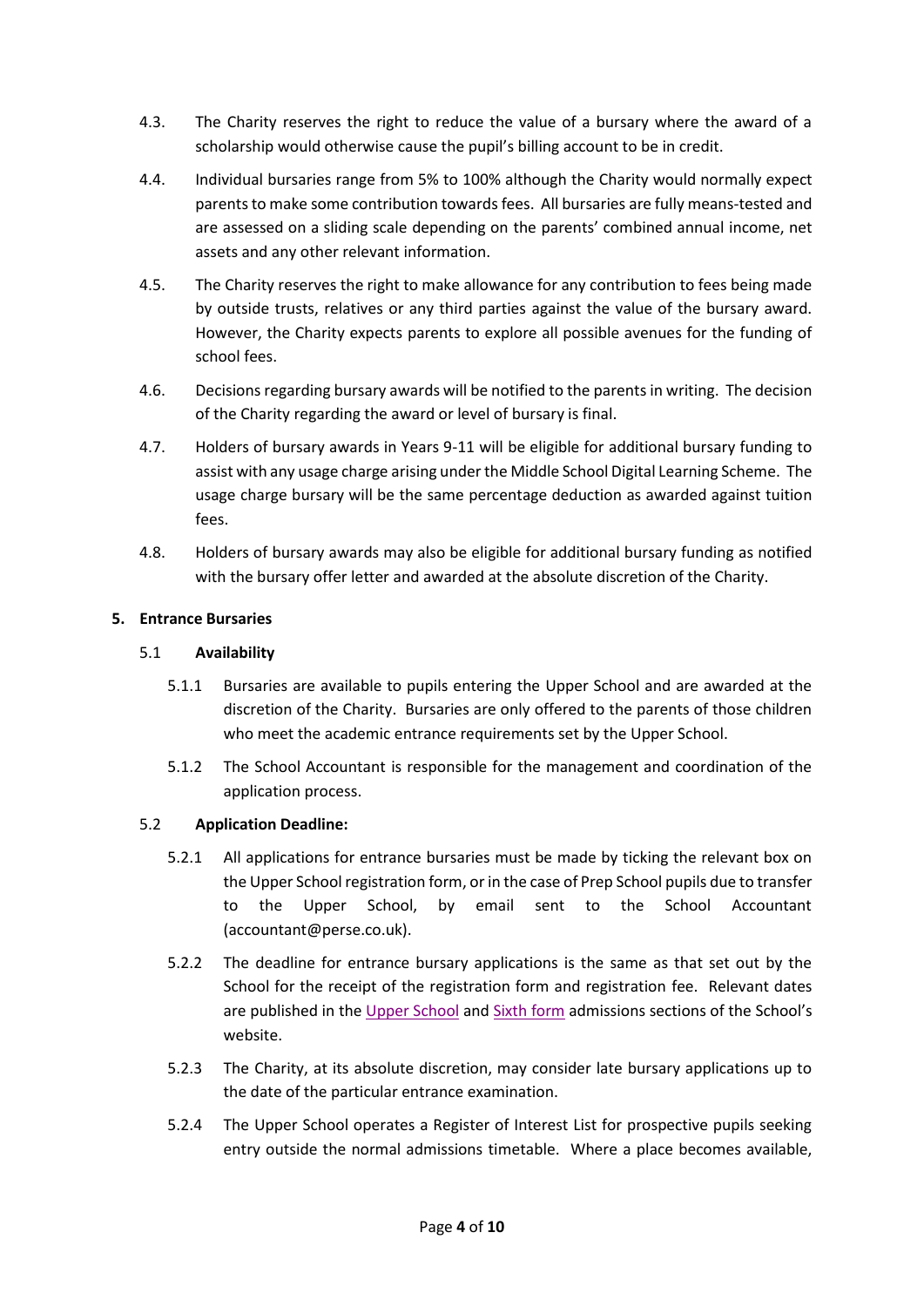4.3. The Charity reserves the right to reduce the value of a bursary where the award of a scholarship would otherwise cause the pupil's billing account to be in credit.

4.4. Individual bursaries range from 5% to 100% although the Charity would normally expect parents to make some contribution towards fees. All bursaries are fully means-tested and are assessed on a sliding scale depending on the parents' combined annual income, net assets and any other relevant information.

4.5. The Charity reserves the right to make allowance for any contribution to fees being made by outside trusts, relatives or any third parties against the value of the bursary award. However, the Charity expects parents to explore all possible avenues for the funding of school fees.

4.6. Decisions regarding bursary awards will be notified to the parents in writing. The decision of the Charity regarding the award or level of bursary is final.

4.7. Holders of bursary awards in Years 9-11 will be eligible for additional bursary funding to assist with any usage charge arising under the Middle School Digital Learning Scheme. The usage charge bursary will be the same percentage deduction as awarded against tuition fees.

4.8. Holders of bursary awards may also be eligible for additional bursary funding as notified with the bursary offer letter and awarded at the absolute discretion of the Charity.

## 5. Entrance Bursaries

### 5.1 Availability

5.1.1 Bursaries are available to pupils entering the Upper School and are awarded at the discretion of the Charity. Bursaries are only offered to the parents of those children who meet the academic entrance requirements set by the Upper School.

5.1.2 The School Accountant is responsible for the management and coordination of the application process.

### 5.2 Application Deadline:

5.2.1 All applications for entrance bursaries must be made by ticking the relevant box on the Upper School registration form, or in the case of Prep School pupils due to transfer to the Upper School, by email sent to the School Accountant (accountant@perse.co.uk).

5.2.2 The deadline for entrance bursary applications is the same as that set out by the School for the receipt of the registration form and registration fee. Relevant dates are published in the Upper School and Sixth form admissions sections of the School's website.

5.2.3 The Charity, at its absolute discretion, may consider late bursary applications up to the date of the particular entrance examination.

5.2.4 The Upper School operates a Register of Interest List for prospective pupils seeking entry outside the normal admissions timetable. Where a place becomes available,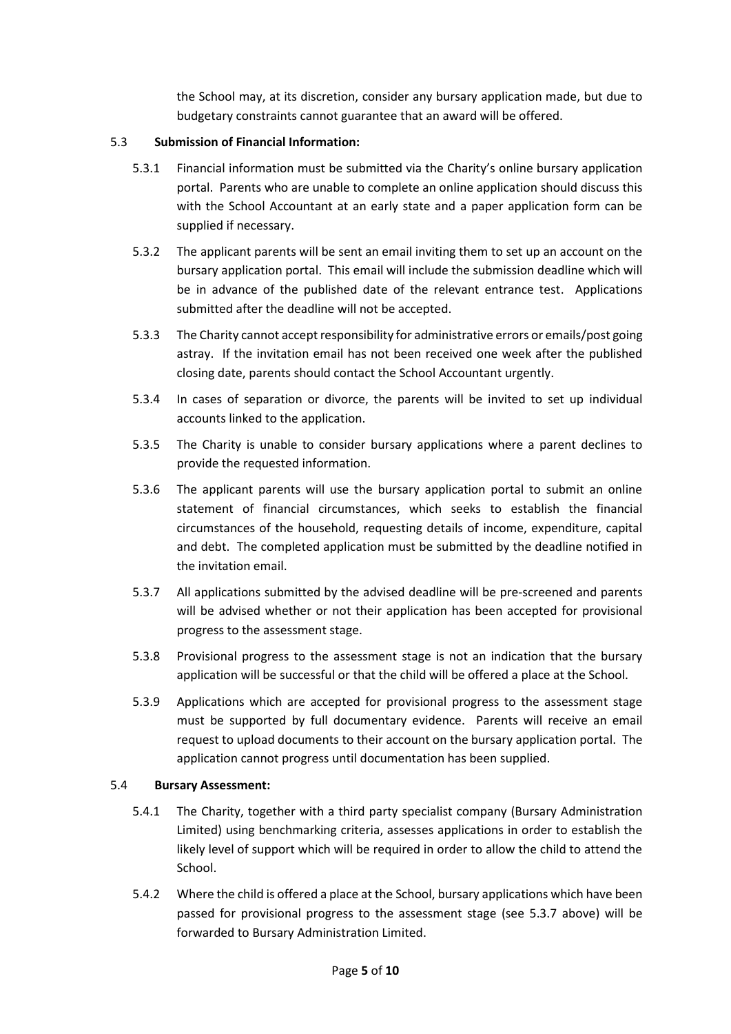the School may, at its discretion, consider any bursary application made, but due to budgetary constraints cannot guarantee that an award will be offered.

5.3 **Submission of Financial Information:**

5.3.1 Financial information must be submitted via the Charity's online bursary application portal. Parents who are unable to complete an online application should discuss this with the School Accountant at an early state and a paper application form can be supplied if necessary.

5.3.2 The applicant parents will be sent an email inviting them to set up an account on the bursary application portal. This email will include the submission deadline which will be in advance of the published date of the relevant entrance test. Applications submitted after the deadline will not be accepted.

5.3.3 The Charity cannot accept responsibility for administrative errors or emails/post going astray. If the invitation email has not been received one week after the published closing date, parents should contact the School Accountant urgently.

5.3.4 In cases of separation or divorce, the parents will be invited to set up individual accounts linked to the application.

5.3.5 The Charity is unable to consider bursary applications where a parent declines to provide the requested information.

5.3.6 The applicant parents will use the bursary application portal to submit an online statement of financial circumstances, which seeks to establish the financial circumstances of the household, requesting details of income, expenditure, capital and debt. The completed application must be submitted by the deadline notified in the invitation email.

5.3.7 All applications submitted by the advised deadline will be pre-screened and parents will be advised whether or not their application has been accepted for provisional progress to the assessment stage.

5.3.8 Provisional progress to the assessment stage is not an indication that the bursary application will be successful or that the child will be offered a place at the School.

5.3.9 Applications which are accepted for provisional progress to the assessment stage must be supported by full documentary evidence. Parents will receive an email request to upload documents to their account on the bursary application portal. The application cannot progress until documentation has been supplied.

5.4 **Bursary Assessment:**

5.4.1 The Charity, together with a third party specialist company (Bursary Administration Limited) using benchmarking criteria, assesses applications in order to establish the likely level of support which will be required in order to allow the child to attend the School.

5.4.2 Where the child is offered a place at the School, bursary applications which have been passed for provisional progress to the assessment stage (see 5.3.7 above) will be forwarded to Bursary Administration Limited.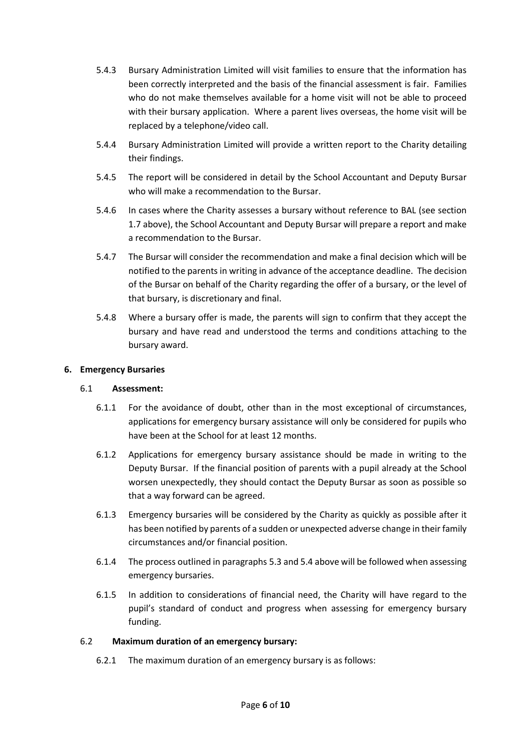5.4.3 Bursary Administration Limited will visit families to ensure that the information has been correctly interpreted and the basis of the financial assessment is fair. Families who do not make themselves available for a home visit will not be able to proceed with their bursary application. Where a parent lives overseas, the home visit will be replaced by a telephone/video call.

5.4.4 Bursary Administration Limited will provide a written report to the Charity detailing their findings.

5.4.5 The report will be considered in detail by the School Accountant and Deputy Bursar who will make a recommendation to the Bursar.

5.4.6 In cases where the Charity assesses a bursary without reference to BAL (see section 1.7 above), the School Accountant and Deputy Bursar will prepare a report and make a recommendation to the Bursar.

5.4.7 The Bursar will consider the recommendation and make a final decision which will be notified to the parents in writing in advance of the acceptance deadline. The decision of the Bursar on behalf of the Charity regarding the offer of a bursary, or the level of that bursary, is discretionary and final.

5.4.8 Where a bursary offer is made, the parents will sign to confirm that they accept the bursary and have read and understood the terms and conditions attaching to the bursary award.

## 6. Emergency Bursaries

### 6.1 Assessment:

6.1.1 For the avoidance of doubt, other than in the most exceptional of circumstances, applications for emergency bursary assistance will only be considered for pupils who have been at the School for at least 12 months.

6.1.2 Applications for emergency bursary assistance should be made in writing to the Deputy Bursar. If the financial position of parents with a pupil already at the School worsen unexpectedly, they should contact the Deputy Bursar as soon as possible so that a way forward can be agreed.

6.1.3 Emergency bursaries will be considered by the Charity as quickly as possible after it has been notified by parents of a sudden or unexpected adverse change in their family circumstances and/or financial position.

6.1.4 The process outlined in paragraphs 5.3 and 5.4 above will be followed when assessing emergency bursaries.

6.1.5 In addition to considerations of financial need, the Charity will have regard to the pupil's standard of conduct and progress when assessing for emergency bursary funding.

### 6.2 Maximum duration of an emergency bursary:

6.2.1 The maximum duration of an emergency bursary is as follows: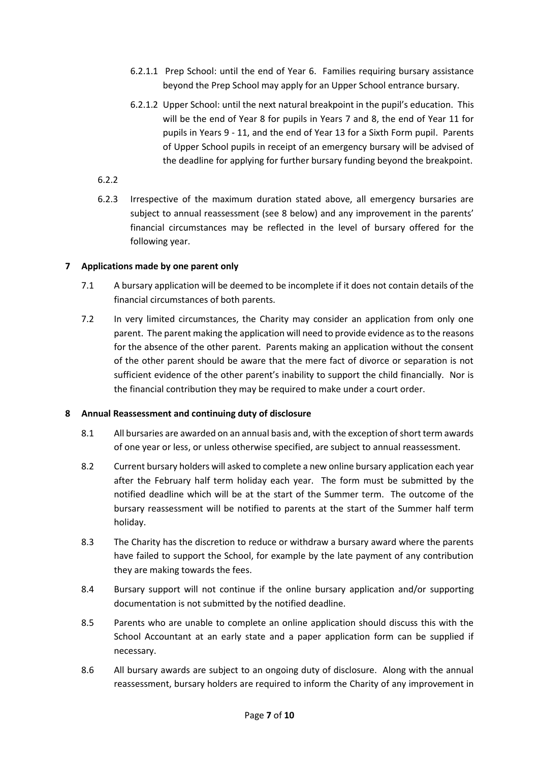6.2.1.1 Prep School: until the end of Year 6. Families requiring bursary assistance beyond the Prep School may apply for an Upper School entrance bursary.

6.2.1.2 Upper School: until the next natural breakpoint in the pupil's education. This will be the end of Year 8 for pupils in Years 7 and 8, the end of Year 11 for pupils in Years 9 - 11, and the end of Year 13 for a Sixth Form pupil. Parents of Upper School pupils in receipt of an emergency bursary will be advised of the deadline for applying for further bursary funding beyond the breakpoint.

6.2.2

6.2.3 Irrespective of the maximum duration stated above, all emergency bursaries are subject to annual reassessment (see 8 below) and any improvement in the parents' financial circumstances may be reflected in the level of bursary offered for the following year.

## 7 Applications made by one parent only

7.1 A bursary application will be deemed to be incomplete if it does not contain details of the financial circumstances of both parents.

7.2 In very limited circumstances, the Charity may consider an application from only one parent. The parent making the application will need to provide evidence as to the reasons for the absence of the other parent. Parents making an application without the consent of the other parent should be aware that the mere fact of divorce or separation is not sufficient evidence of the other parent's inability to support the child financially. Nor is the financial contribution they may be required to make under a court order.

## 8 Annual Reassessment and continuing duty of disclosure

8.1 All bursaries are awarded on an annual basis and, with the exception of short term awards of one year or less, or unless otherwise specified, are subject to annual reassessment.

8.2 Current bursary holders will asked to complete a new online bursary application each year after the February half term holiday each year. The form must be submitted by the notified deadline which will be at the start of the Summer term. The outcome of the bursary reassessment will be notified to parents at the start of the Summer half term holiday.

8.3 The Charity has the discretion to reduce or withdraw a bursary award where the parents have failed to support the School, for example by the late payment of any contribution they are making towards the fees.

8.4 Bursary support will not continue if the online bursary application and/or supporting documentation is not submitted by the notified deadline.

8.5 Parents who are unable to complete an online application should discuss this with the School Accountant at an early state and a paper application form can be supplied if necessary.

8.6 All bursary awards are subject to an ongoing duty of disclosure. Along with the annual reassessment, bursary holders are required to inform the Charity of any improvement in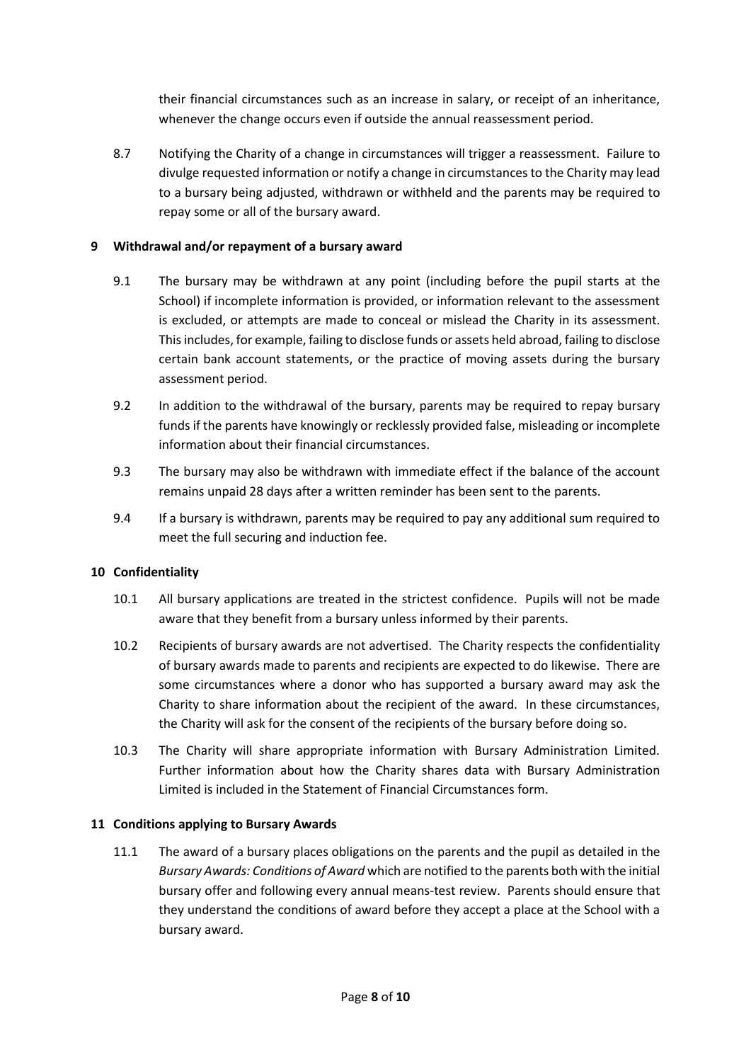their financial circumstances such as an increase in salary, or receipt of an inheritance, whenever the change occurs even if outside the annual reassessment period.

8.7 Notifying the Charity of a change in circumstances will trigger a reassessment. Failure to divulge requested information or notify a change in circumstances to the Charity may lead to a bursary being adjusted, withdrawn or withheld and the parents may be required to repay some or all of the bursary award.

## 9 Withdrawal and/or repayment of a bursary award

9.1 The bursary may be withdrawn at any point (including before the pupil starts at the School) if incomplete information is provided, or information relevant to the assessment is excluded, or attempts are made to conceal or mislead the Charity in its assessment. This includes, for example, failing to disclose funds or assets held abroad, failing to disclose certain bank account statements, or the practice of moving assets during the bursary assessment period.

9.2 In addition to the withdrawal of the bursary, parents may be required to repay bursary funds if the parents have knowingly or recklessly provided false, misleading or incomplete information about their financial circumstances.

9.3 The bursary may also be withdrawn with immediate effect if the balance of the account remains unpaid 28 days after a written reminder has been sent to the parents.

9.4 If a bursary is withdrawn, parents may be required to pay any additional sum required to meet the full securing and induction fee.

## 10 Confidentiality

10.1 All bursary applications are treated in the strictest confidence. Pupils will not be made aware that they benefit from a bursary unless informed by their parents.

10.2 Recipients of bursary awards are not advertised. The Charity respects the confidentiality of bursary awards made to parents and recipients are expected to do likewise. There are some circumstances where a donor who has supported a bursary award may ask the Charity to share information about the recipient of the award. In these circumstances, the Charity will ask for the consent of the recipients of the bursary before doing so.

10.3 The Charity will share appropriate information with Bursary Administration Limited. Further information about how the Charity shares data with Bursary Administration Limited is included in the Statement of Financial Circumstances form.

## 11 Conditions applying to Bursary Awards

11.1 The award of a bursary places obligations on the parents and the pupil as detailed in the *Bursary Awards: Conditions of Award* which are notified to the parents both with the initial bursary offer and following every annual means-test review. Parents should ensure that they understand the conditions of award before they accept a place at the School with a bursary award.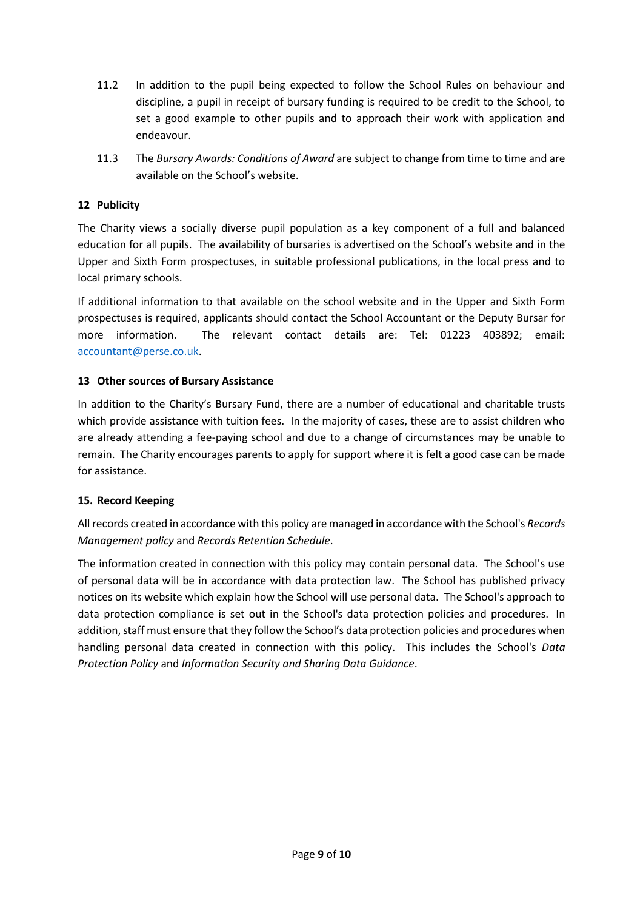11.2 In addition to the pupil being expected to follow the School Rules on behaviour and discipline, a pupil in receipt of bursary funding is required to be credit to the School, to set a good example to other pupils and to approach their work with application and endeavour.

11.3 The *Bursary Awards: Conditions of Award* are subject to change from time to time and are available on the School's website.

## 12 Publicity

The Charity views a socially diverse pupil population as a key component of a full and balanced education for all pupils. The availability of bursaries is advertised on the School's website and in the Upper and Sixth Form prospectuses, in suitable professional publications, in the local press and to local primary schools.

If additional information to that available on the school website and in the Upper and Sixth Form prospectuses is required, applicants should contact the School Accountant or the Deputy Bursar for more information. The relevant contact details are: Tel: 01223 403892; email: [accountant@perse.co.uk](mailto:accountant@perse.co.uk).

## 13 Other sources of Bursary Assistance

In addition to the Charity's Bursary Fund, there are a number of educational and charitable trusts which provide assistance with tuition fees. In the majority of cases, these are to assist children who are already attending a fee-paying school and due to a change of circumstances may be unable to remain. The Charity encourages parents to apply for support where it is felt a good case can be made for assistance.

## 15. Record Keeping

All records created in accordance with this policy are managed in accordance with the School's *Records Management policy* and *Records Retention Schedule*.

The information created in connection with this policy may contain personal data. The School's use of personal data will be in accordance with data protection law. The School has published privacy notices on its website which explain how the School will use personal data. The School's approach to data protection compliance is set out in the School's data protection policies and procedures. In addition, staff must ensure that they follow the School's data protection policies and procedures when handling personal data created in connection with this policy. This includes the School's *Data Protection Policy* and *Information Security and Sharing Data Guidance*.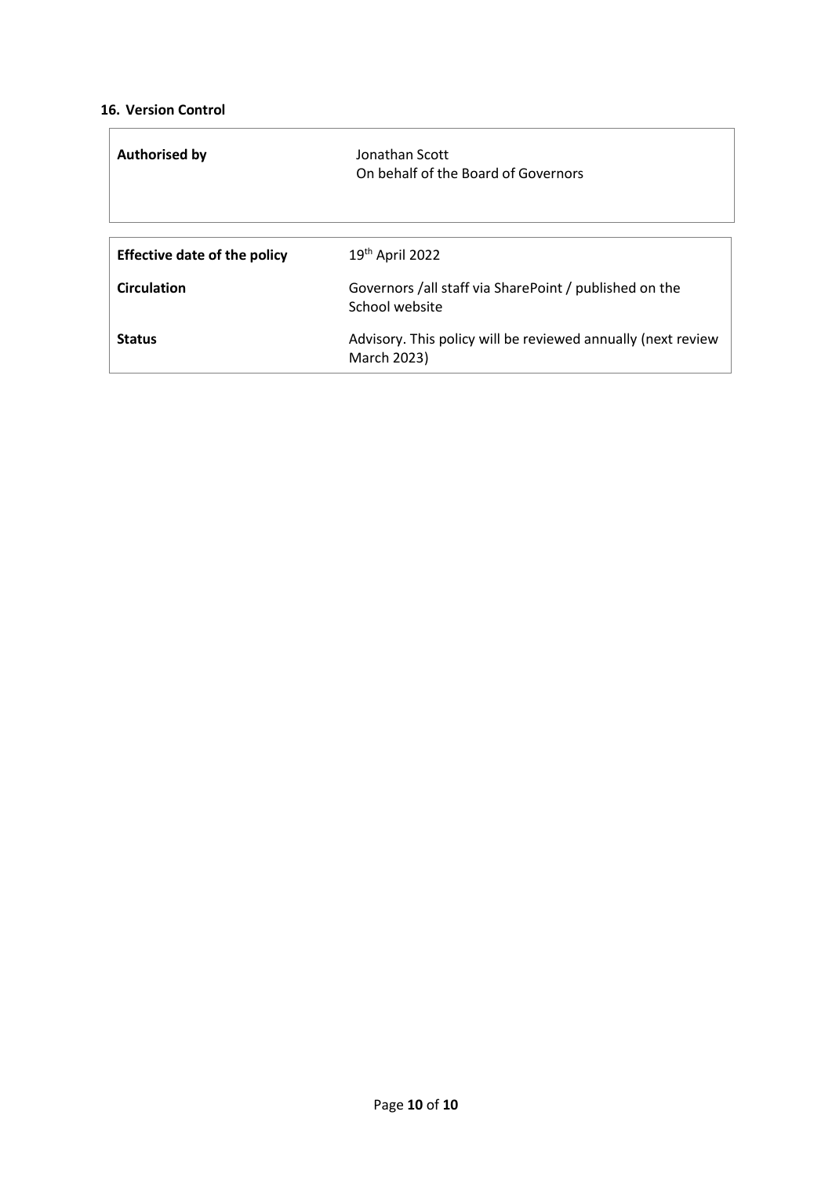## 16. Version Control

| | |
|---|---|
| **Authorised by** | Jonathan Scott<br>On behalf of the Board of Governors |

| | |
|---|---|
| **Effective date of the policy** | 19th April 2022 |
| **Circulation** | Governors /all staff via SharePoint / published on the School website |
| **Status** | Advisory. This policy will be reviewed annually (next review March 2023) |